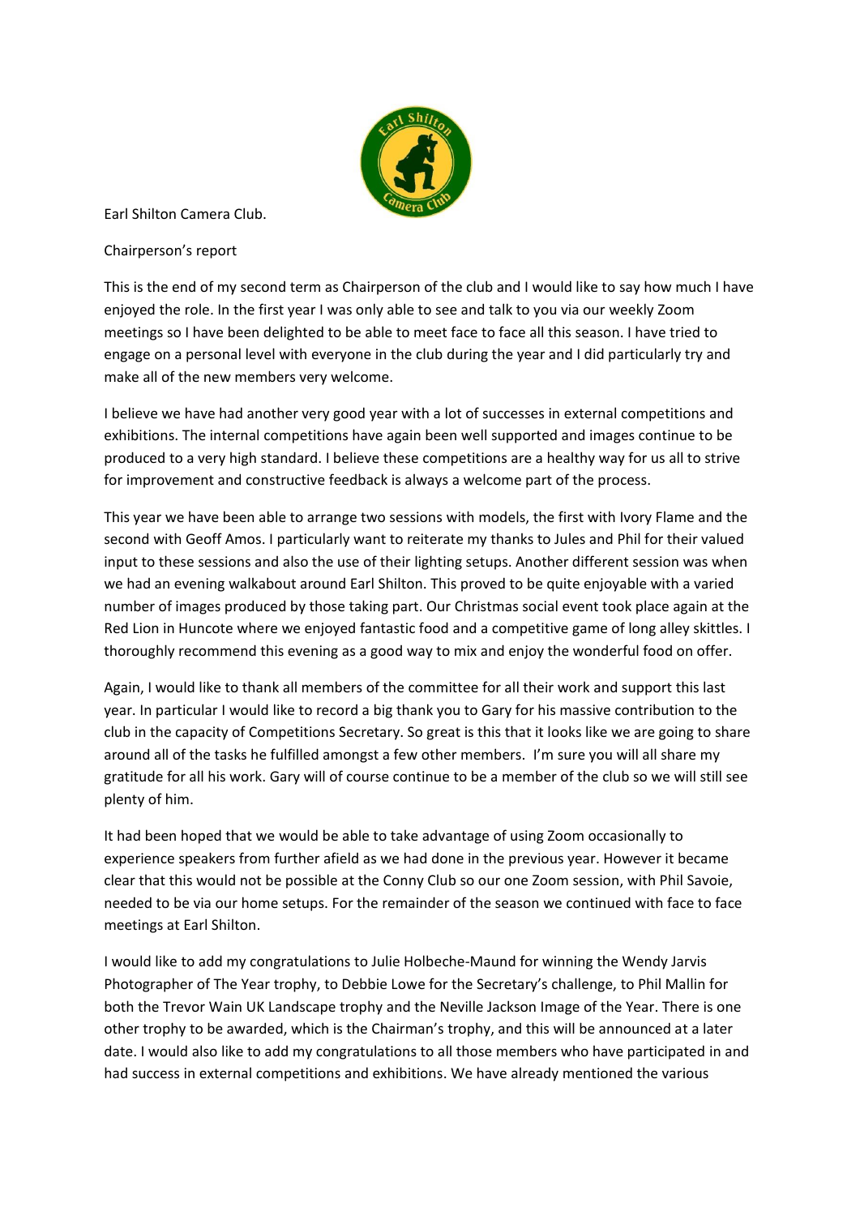Earl Shilton Camera Club.

Chairperson's report

This is the end of my second term as Chairperson of the club and I would like to say how much I have enjoyed the role. In the first year I was only able to see and talk to you via our weekly Zoom meetings so I have been delighted to be able to meet face to face all this season. I have tried to engage on a personal level with everyone in the club during the year and I did particularly try and make all of the new members very welcome.

I believe we have had another very good year with a lot of successes in external competitions and exhibitions. The internal competitions have again been well supported and images continue to be produced to a very high standard. I believe these competitions are a healthy way for us all to strive for improvement and constructive feedback is always a welcome part of the process.

This year we have been able to arrange two sessions with models, the first with Ivory Flame and the second with Geoff Amos. I particularly want to reiterate my thanks to Jules and Phil for their valued input to these sessions and also the use of their lighting setups. Another different session was when we had an evening walkabout around Earl Shilton. This proved to be quite enjoyable with a varied number of images produced by those taking part. Our Christmas social event took place again at the Red Lion in Huncote where we enjoyed fantastic food and a competitive game of long alley skittles. I thoroughly recommend this evening as a good way to mix and enjoy the wonderful food on offer.

Again, I would like to thank all members of the committee for all their work and support this last year. In particular I would like to record a big thank you to Gary for his massive contribution to the club in the capacity of Competitions Secretary. So great is this that it looks like we are going to share around all of the tasks he fulfilled amongst a few other members. I'm sure you will all share my gratitude for all his work. Gary will of course continue to be a member of the club so we will still see plenty of him.

It had been hoped that we would be able to take advantage of using Zoom occasionally to experience speakers from further afield as we had done in the previous year. However it became clear that this would not be possible at the Conny Club so our one Zoom session, with Phil Savoie, needed to be via our home setups. For the remainder of the season we continued with face to face meetings at Earl Shilton.

I would like to add my congratulations to Julie Holbeche-Maund for winning the Wendy Jarvis Photographer of The Year trophy, to Debbie Lowe for the Secretary's challenge, to Phil Mallin for both the Trevor Wain UK Landscape trophy and the Neville Jackson Image of the Year. There is one other trophy to be awarded, which is the Chairman's trophy, and this will be announced at a later date. I would also like to add my congratulations to all those members who have participated in and had success in external competitions and exhibitions. We have already mentioned the various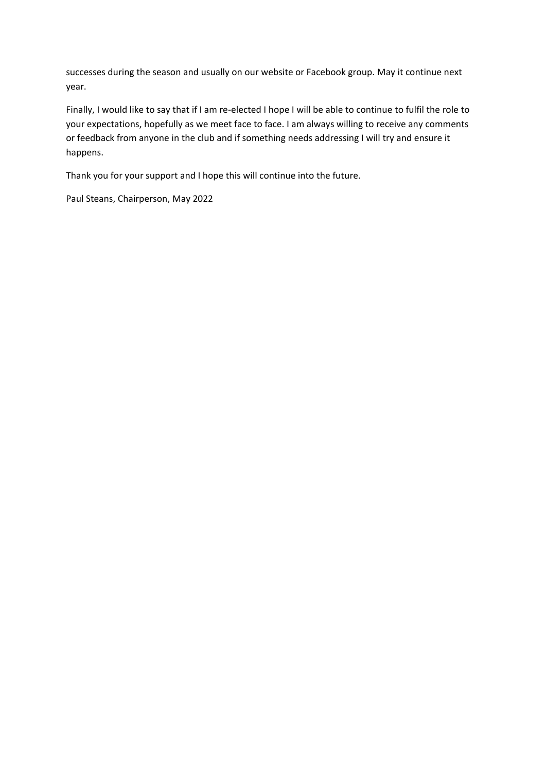successes during the season and usually on our website or Facebook group. May it continue next year.

Finally, I would like to say that if I am re-elected I hope I will be able to continue to fulfil the role to your expectations, hopefully as we meet face to face. I am always willing to receive any comments or feedback from anyone in the club and if something needs addressing I will try and ensure it happens.

Thank you for your support and I hope this will continue into the future.

Paul Steans, Chairperson, May 2022